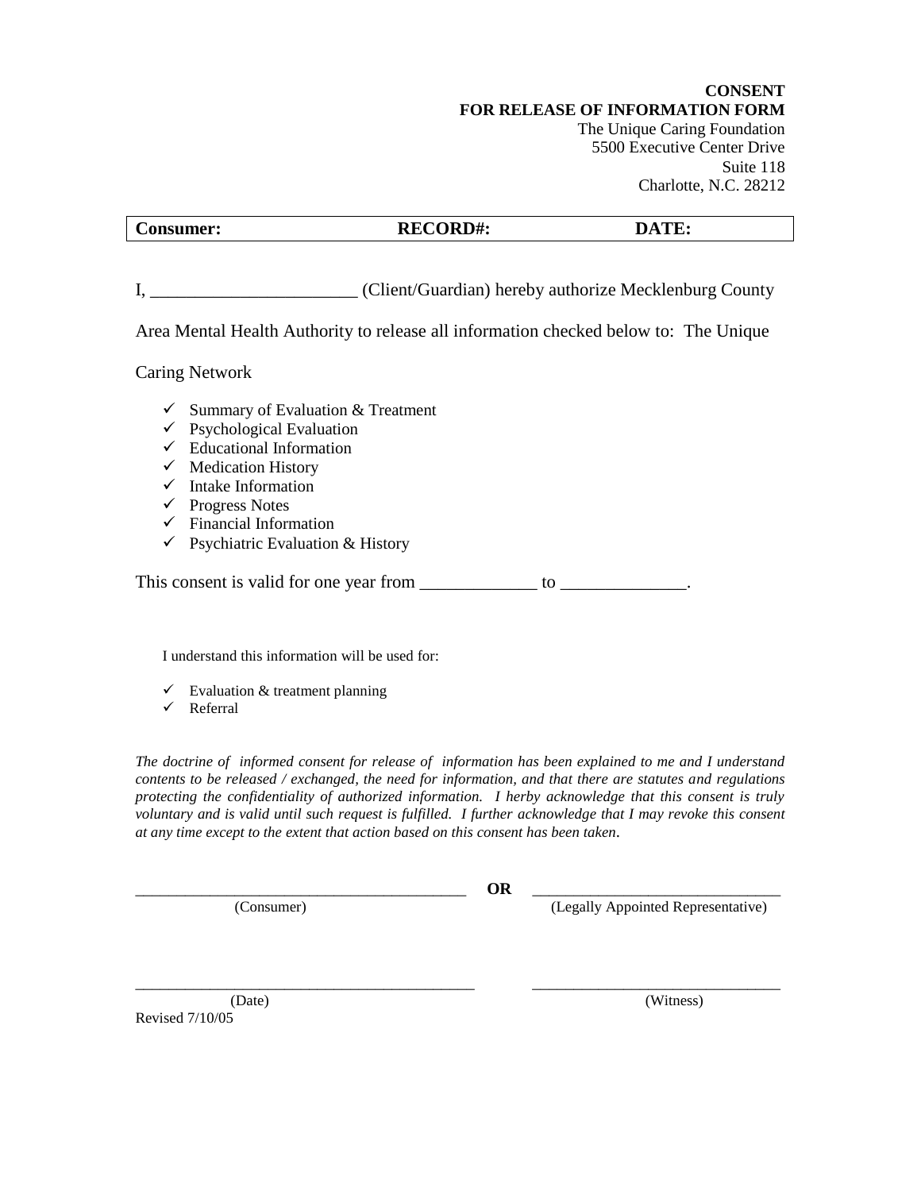**CONSENT**
**FOR RELEASE OF INFORMATION FORM**
The Unique Caring Foundation
5500 Executive Center Drive
Suite 118
Charlotte, N.C. 28212

| **Consumer:** | **RECORD#:** | **DATE:** |
|---|---|---|

I, _______________________ (Client/Guardian) hereby authorize Mecklenburg County Area Mental Health Authority to release all information checked below to: The Unique Caring Network

- ✓ Summary of Evaluation & Treatment
- ✓ Psychological Evaluation
- ✓ Educational Information
- ✓ Medication History
- ✓ Intake Information
- ✓ Progress Notes
- ✓ Financial Information
- ✓ Psychiatric Evaluation & History

This consent is valid for one year from _____________ to ______________.

I understand this information will be used for:

- ✓ Evaluation & treatment planning
- ✓ Referral

*The doctrine of informed consent for release of information has been explained to me and I understand contents to be released / exchanged, the need for information, and that there are statutes and regulations protecting the confidentiality of authorized information. I herby acknowledge that this consent is truly voluntary and is valid until such request is fulfilled. I further acknowledge that I may revoke this consent at any time except to the extent that action based on this consent has been taken.*

__________________________________________ **OR** _______________________________
(Consumer) (Legally Appointed Representative)

___________________________________________ _______________________________
(Date) (Witness)

Revised 7/10/05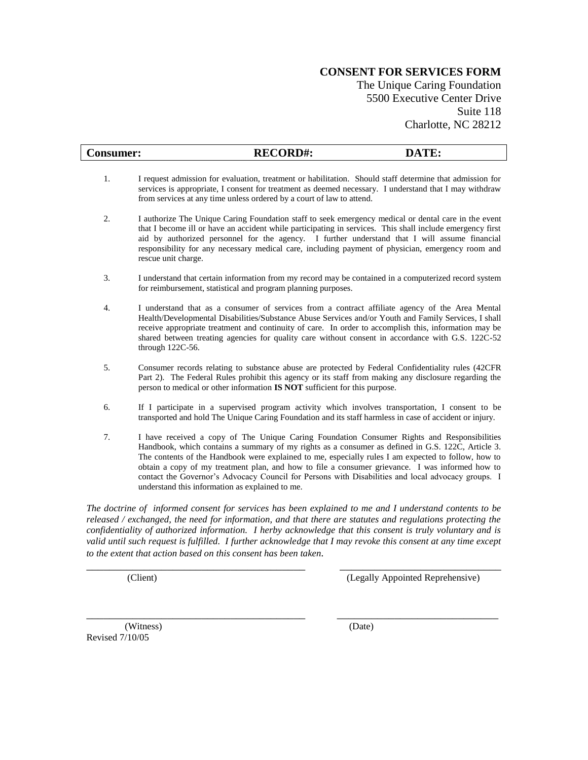# CONSENT FOR SERVICES FORM

The Unique Caring Foundation
5500 Executive Center Drive
Suite 118
Charlotte, NC 28212

| **Consumer:** | **RECORD#:** | **DATE:** |
|---|---|---|

1. I request admission for evaluation, treatment or habilitation. Should staff determine that admission for services is appropriate, I consent for treatment as deemed necessary. I understand that I may withdraw from services at any time unless ordered by a court of law to attend.

2. I authorize The Unique Caring Foundation staff to seek emergency medical or dental care in the event that I become ill or have an accident while participating in services. This shall include emergency first aid by authorized personnel for the agency. I further understand that I will assume financial responsibility for any necessary medical care, including payment of physician, emergency room and rescue unit charge.

3. I understand that certain information from my record may be contained in a computerized record system for reimbursement, statistical and program planning purposes.

4. I understand that as a consumer of services from a contract affiliate agency of the Area Mental Health/Developmental Disabilities/Substance Abuse Services and/or Youth and Family Services, I shall receive appropriate treatment and continuity of care. In order to accomplish this, information may be shared between treating agencies for quality care without consent in accordance with G.S. 122C-52 through 122C-56.

5. Consumer records relating to substance abuse are protected by Federal Confidentiality rules (42CFR Part 2). The Federal Rules prohibit this agency or its staff from making any disclosure regarding the person to medical or other information **IS NOT** sufficient for this purpose.

6. If I participate in a supervised program activity which involves transportation, I consent to be transported and hold The Unique Caring Foundation and its staff harmless in case of accident or injury.

7. I have received a copy of The Unique Caring Foundation Consumer Rights and Responsibilities Handbook, which contains a summary of my rights as a consumer as defined in G.S. 122C, Article 3. The contents of the Handbook were explained to me, especially rules I am expected to follow, how to obtain a copy of my treatment plan, and how to file a consumer grievance. I was informed how to contact the Governor's Advocacy Council for Persons with Disabilities and local advocacy groups. I understand this information as explained to me.

*The doctrine of informed consent for services has been explained to me and I understand contents to be released / exchanged, the need for information, and that there are statutes and regulations protecting the confidentiality of authorized information. I herby acknowledge that this consent is truly voluntary and is valid until such request is fulfilled. I further acknowledge that I may revoke this consent at any time except to the extent that action based on this consent has been taken.*

_____________________________________________ (Client)

_________________________________ (Legally Appointed Reprehensive)

_____________________________________________ (Witness)

_________________________________ (Date)

Revised 7/10/05